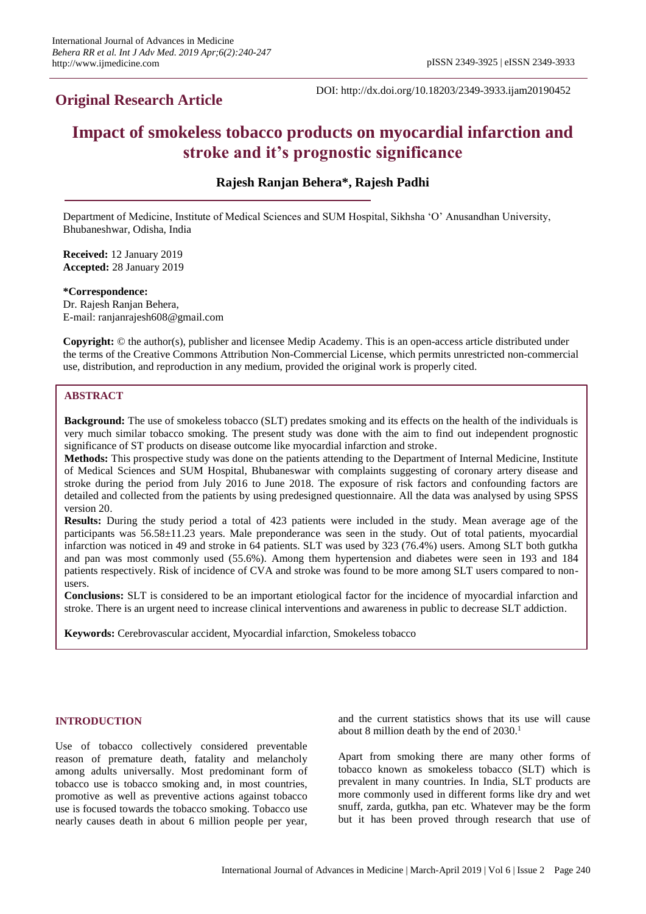**Original Research Article**

DOI: http://dx.doi.org/10.18203/2349-3933.ijam20190452

# Impact of smokeless tobacco products on myocardial infarction and stroke and it's prognostic significance

**Rajesh Ranjan Behera\*, Rajesh Padhi**

Department of Medicine, Institute of Medical Sciences and SUM Hospital, Sikhsha 'O' Anusandhan University, Bhubaneshwar, Odisha, India

**Received:** 12 January 2019
**Accepted:** 28 January 2019

**\*Correspondence:**
Dr. Rajesh Ranjan Behera,
E-mail: ranjanrajesh608@gmail.com

**Copyright:** © the author(s), publisher and licensee Medip Academy. This is an open-access article distributed under the terms of the Creative Commons Attribution Non-Commercial License, which permits unrestricted non-commercial use, distribution, and reproduction in any medium, provided the original work is properly cited.

## ABSTRACT

**Background:** The use of smokeless tobacco (SLT) predates smoking and its effects on the health of the individuals is very much similar tobacco smoking. The present study was done with the aim to find out independent prognostic significance of ST products on disease outcome like myocardial infarction and stroke.

**Methods:** This prospective study was done on the patients attending to the Department of Internal Medicine, Institute of Medical Sciences and SUM Hospital, Bhubaneswar with complaints suggesting of coronary artery disease and stroke during the period from July 2016 to June 2018. The exposure of risk factors and confounding factors are detailed and collected from the patients by using predesigned questionnaire. All the data was analysed by using SPSS version 20.

**Results:** During the study period a total of 423 patients were included in the study. Mean average age of the participants was 56.58±11.23 years. Male preponderance was seen in the study. Out of total patients, myocardial infarction was noticed in 49 and stroke in 64 patients. SLT was used by 323 (76.4%) users. Among SLT both gutkha and pan was most commonly used (55.6%). Among them hypertension and diabetes were seen in 193 and 184 patients respectively. Risk of incidence of CVA and stroke was found to be more among SLT users compared to non-users.

**Conclusions:** SLT is considered to be an important etiological factor for the incidence of myocardial infarction and stroke. There is an urgent need to increase clinical interventions and awareness in public to decrease SLT addiction.

**Keywords:** Cerebrovascular accident, Myocardial infarction, Smokeless tobacco

## INTRODUCTION

Use of tobacco collectively considered preventable reason of premature death, fatality and melancholy among adults universally. Most predominant form of tobacco use is tobacco smoking and, in most countries, promotive as well as preventive actions against tobacco use is focused towards the tobacco smoking. Tobacco use nearly causes death in about 6 million people per year, and the current statistics shows that its use will cause about 8 million death by the end of 2030.[1]

Apart from smoking there are many other forms of tobacco known as smokeless tobacco (SLT) which is prevalent in many countries. In India, SLT products are more commonly used in different forms like dry and wet snuff, zarda, gutkha, pan etc. Whatever may be the form but it has been proved through research that use of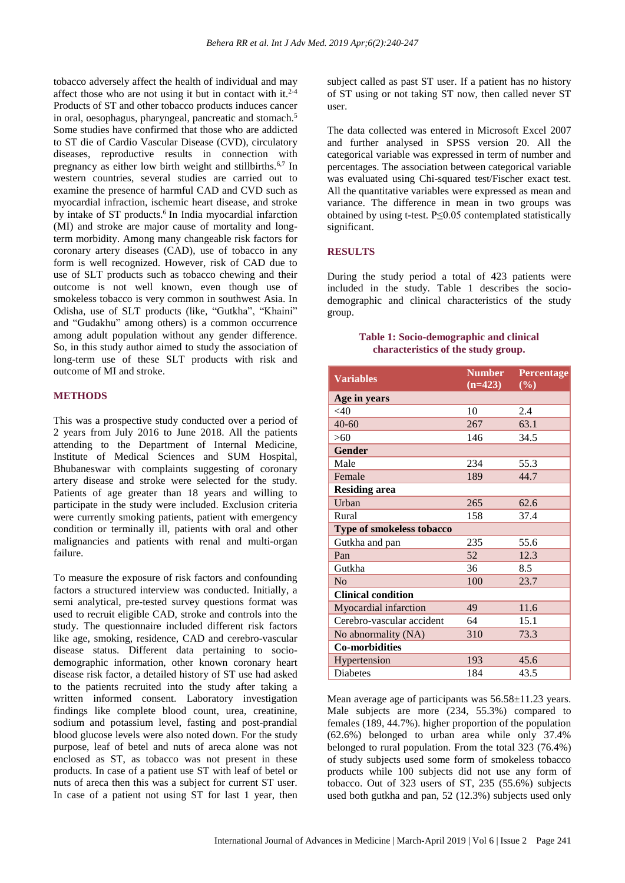tobacco adversely affect the health of individual and may affect those who are not using it but in contact with it.[2-4] Products of ST and other tobacco products induces cancer in oral, oesophagus, pharyngeal, pancreatic and stomach.[5] Some studies have confirmed that those who are addicted to ST die of Cardio Vascular Disease (CVD), circulatory diseases, reproductive results in connection with pregnancy as either low birth weight and stillbirths.[6,7] In western countries, several studies are carried out to examine the presence of harmful CAD and CVD such as myocardial infraction, ischemic heart disease, and stroke by intake of ST products.[6] In India myocardial infarction (MI) and stroke are major cause of mortality and long-term morbidity. Among many changeable risk factors for coronary artery diseases (CAD), use of tobacco in any form is well recognized. However, risk of CAD due to use of SLT products such as tobacco chewing and their outcome is not well known, even though use of smokeless tobacco is very common in southwest Asia. In Odisha, use of SLT products (like, "Gutkha", "Khaini" and "Gudakhu" among others) is a common occurrence among adult population without any gender difference. So, in this study author aimed to study the association of long-term use of these SLT products with risk and outcome of MI and stroke.

## METHODS

This was a prospective study conducted over a period of 2 years from July 2016 to June 2018. All the patients attending to the Department of Internal Medicine, Institute of Medical Sciences and SUM Hospital, Bhubaneswar with complaints suggesting of coronary artery disease and stroke were selected for the study. Patients of age greater than 18 years and willing to participate in the study were included. Exclusion criteria were currently smoking patients, patient with emergency condition or terminally ill, patients with oral and other malignancies and patients with renal and multi-organ failure.

To measure the exposure of risk factors and confounding factors a structured interview was conducted. Initially, a semi analytical, pre-tested survey questions format was used to recruit eligible CAD, stroke and controls into the study. The questionnaire included different risk factors like age, smoking, residence, CAD and cerebro-vascular disease status. Different data pertaining to socio-demographic information, other known coronary heart disease risk factor, a detailed history of ST use had asked to the patients recruited into the study after taking a written informed consent. Laboratory investigation findings like complete blood count, urea, creatinine, sodium and potassium level, fasting and post-prandial blood glucose levels were also noted down. For the study purpose, leaf of betel and nuts of areca alone was not enclosed as ST, as tobacco was not present in these products. In case of a patient use ST with leaf of betel or nuts of areca then this was a subject for current ST user. In case of a patient not using ST for last 1 year, then subject called as past ST user. If a patient has no history of ST using or not taking ST now, then called never ST user.

The data collected was entered in Microsoft Excel 2007 and further analysed in SPSS version 20. All the categorical variable was expressed in term of number and percentages. The association between categorical variable was evaluated using Chi-squared test/Fischer exact test. All the quantitative variables were expressed as mean and variance. The difference in mean in two groups was obtained by using t-test. $P \leq 0.05$ contemplated statistically significant.

## RESULTS

During the study period a total of 423 patients were included in the study. Table 1 describes the socio-demographic and clinical characteristics of the study group.

**Table 1: Socio-demographic and clinical characteristics of the study group.**

| Variables | Number (n=423) | Percentage (%) |
|---|---|---|
| **Age in years** | | |
| <40 | 10 | 2.4 |
| 40-60 | 267 | 63.1 |
| >60 | 146 | 34.5 |
| **Gender** | | |
| Male | 234 | 55.3 |
| Female | 189 | 44.7 |
| **Residing area** | | |
| Urban | 265 | 62.6 |
| Rural | 158 | 37.4 |
| **Type of smokeless tobacco** | | |
| Gutkha and pan | 235 | 55.6 |
| Pan | 52 | 12.3 |
| Gutkha | 36 | 8.5 |
| No | 100 | 23.7 |
| **Clinical condition** | | |
| Myocardial infarction | 49 | 11.6 |
| Cerebro-vascular accident | 64 | 15.1 |
| No abnormality (NA) | 310 | 73.3 |
| **Co-morbidities** | | |
| Hypertension | 193 | 45.6 |
| Diabetes | 184 | 43.5 |

Mean average age of participants was 56.58±11.23 years. Male subjects are more (234, 55.3%) compared to females (189, 44.7%). higher proportion of the population (62.6%) belonged to urban area while only 37.4% belonged to rural population. From the total 323 (76.4%) of study subjects used some form of smokeless tobacco products while 100 subjects did not use any form of tobacco. Out of 323 users of ST, 235 (55.6%) subjects used both gutkha and pan, 52 (12.3%) subjects used only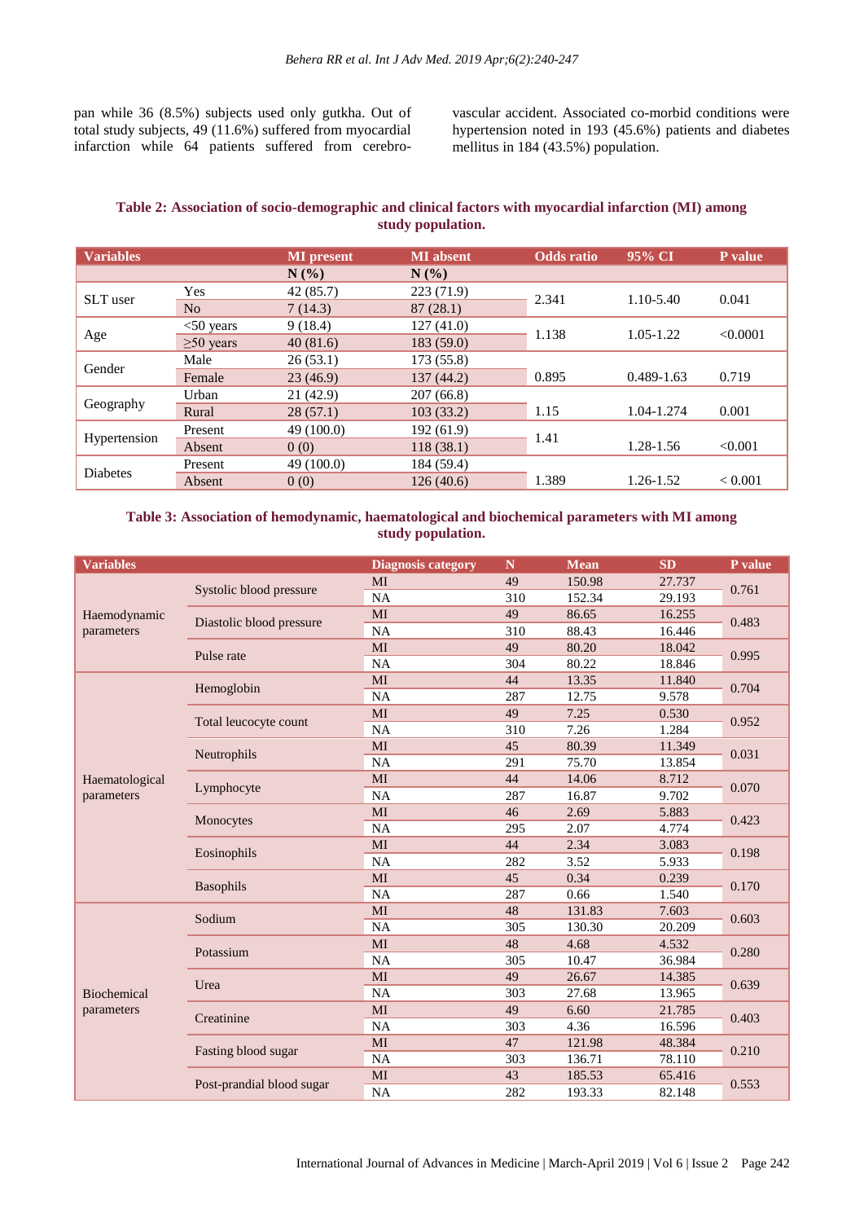pan while 36 (8.5%) subjects used only gutkha. Out of total study subjects, 49 (11.6%) suffered from myocardial infarction while 64 patients suffered from cerebro-vascular accident. Associated co-morbid conditions were hypertension noted in 193 (45.6%) patients and diabetes mellitus in 184 (43.5%) population.

**Table 2: Association of socio-demographic and clinical factors with myocardial infarction (MI) among study population.**

| Variables | | MI present | MI absent | Odds ratio | 95% CI | P value |
|---|---|---|---|---|---|---|
| | | N (%) | N (%) | | | |
| SLT user | Yes | 42 (85.7) | 223 (71.9) | 2.341 | 1.10-5.40 | 0.041 |
| | No | 7 (14.3) | 87 (28.1) | | | |
| Age | <50 years | 9 (18.4) | 127 (41.0) | 1.138 | 1.05-1.22 | <0.0001 |
| | ≥50 years | 40 (81.6) | 183 (59.0) | | | |
| Gender | Male | 26 (53.1) | 173 (55.8) | | | |
| | Female | 23 (46.9) | 137 (44.2) | 0.895 | 0.489-1.63 | 0.719 |
| Geography | Urban | 21 (42.9) | 207 (66.8) | | | |
| | Rural | 28 (57.1) | 103 (33.2) | 1.15 | 1.04-1.274 | 0.001 |
| Hypertension | Present | 49 (100.0) | 192 (61.9) | 1.41 | | |
| | Absent | 0 (0) | 118 (38.1) | | 1.28-1.56 | <0.001 |
| Diabetes | Present | 49 (100.0) | 184 (59.4) | | | |
| | Absent | 0 (0) | 126 (40.6) | 1.389 | 1.26-1.52 | < 0.001 |

**Table 3: Association of hemodynamic, haematological and biochemical parameters with MI among study population.**

| Variables | | Diagnosis category | N | Mean | SD | P value |
|---|---|---|---|---|---|---|
| Haemodynamic parameters | Systolic blood pressure | MI | 49 | 150.98 | 27.737 | 0.761 |
| | | NA | 310 | 152.34 | 29.193 | |
| | Diastolic blood pressure | MI | 49 | 86.65 | 16.255 | 0.483 |
| | | NA | 310 | 88.43 | 16.446 | |
| | Pulse rate | MI | 49 | 80.20 | 18.042 | 0.995 |
| | | NA | 304 | 80.22 | 18.846 | |
| Haematological parameters | Hemoglobin | MI | 44 | 13.35 | 11.840 | 0.704 |
| | | NA | 287 | 12.75 | 9.578 | |
| | Total leucocyte count | MI | 49 | 7.25 | 0.530 | 0.952 |
| | | NA | 310 | 7.26 | 1.284 | |
| | Neutrophils | MI | 45 | 80.39 | 11.349 | 0.031 |
| | | NA | 291 | 75.70 | 13.854 | |
| | Lymphocyte | MI | 44 | 14.06 | 8.712 | 0.070 |
| | | NA | 287 | 16.87 | 9.702 | |
| | Monocytes | MI | 46 | 2.69 | 5.883 | 0.423 |
| | | NA | 295 | 2.07 | 4.774 | |
| | Eosinophils | MI | 44 | 2.34 | 3.083 | 0.198 |
| | | NA | 282 | 3.52 | 5.933 | |
| | Basophils | MI | 45 | 0.34 | 0.239 | 0.170 |
| | | NA | 287 | 0.66 | 1.540 | |
| Biochemical parameters | Sodium | MI | 48 | 131.83 | 7.603 | 0.603 |
| | | NA | 305 | 130.30 | 20.209 | |
| | Potassium | MI | 48 | 4.68 | 4.532 | 0.280 |
| | | NA | 305 | 10.47 | 36.984 | |
| | Urea | MI | 49 | 26.67 | 14.385 | 0.639 |
| | | NA | 303 | 27.68 | 13.965 | |
| | Creatinine | MI | 49 | 6.60 | 21.785 | 0.403 |
| | | NA | 303 | 4.36 | 16.596 | |
| | Fasting blood sugar | MI | 47 | 121.98 | 48.384 | 0.210 |
| | | NA | 303 | 136.71 | 78.110 | |
| | Post-prandial blood sugar | MI | 43 | 185.53 | 65.416 | 0.553 |
| | | NA | 282 | 193.33 | 82.148 | |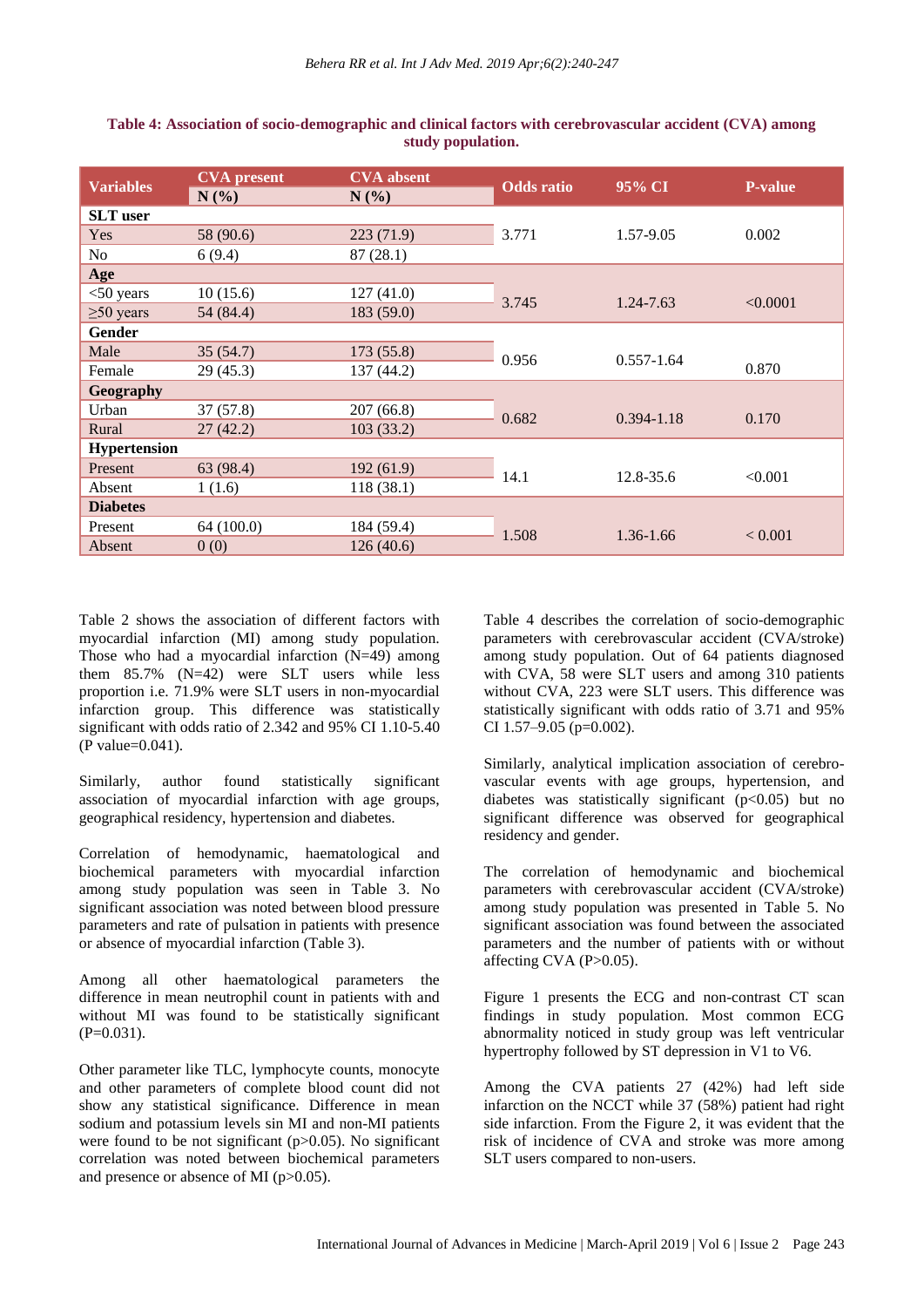**Table 4: Association of socio-demographic and clinical factors with cerebrovascular accident (CVA) among study population.**

| Variables | CVA present N (%) | CVA absent N (%) | Odds ratio | 95% CI | P-value |
|---|---|---|---|---|---|
| **SLT user** | | | | | |
| Yes | 58 (90.6) | 223 (71.9) | 3.771 | 1.57-9.05 | 0.002 |
| No | 6 (9.4) | 87 (28.1) | | | |
| **Age** | | | | | |
| <50 years | 10 (15.6) | 127 (41.0) | 3.745 | 1.24-7.63 | <0.0001 |
| ≥50 years | 54 (84.4) | 183 (59.0) | | | |
| **Gender** | | | | | |
| Male | 35 (54.7) | 173 (55.8) | 0.956 | 0.557-1.64 | 0.870 |
| Female | 29 (45.3) | 137 (44.2) | | | |
| **Geography** | | | | | |
| Urban | 37 (57.8) | 207 (66.8) | 0.682 | 0.394-1.18 | 0.170 |
| Rural | 27 (42.2) | 103 (33.2) | | | |
| **Hypertension** | | | | | |
| Present | 63 (98.4) | 192 (61.9) | 14.1 | 12.8-35.6 | <0.001 |
| Absent | 1 (1.6) | 118 (38.1) | | | |
| **Diabetes** | | | | | |
| Present | 64 (100.0) | 184 (59.4) | 1.508 | 1.36-1.66 | < 0.001 |
| Absent | 0 (0) | 126 (40.6) | | | |

Table 2 shows the association of different factors with myocardial infarction (MI) among study population. Those who had a myocardial infarction (N=49) among them 85.7% (N=42) were SLT users while less proportion i.e. 71.9% were SLT users in non-myocardial infarction group. This difference was statistically significant with odds ratio of 2.342 and 95% CI 1.10-5.40 (P value=0.041).

Similarly, author found statistically significant association of myocardial infarction with age groups, geographical residency, hypertension and diabetes.

Correlation of hemodynamic, haematological and biochemical parameters with myocardial infarction among study population was seen in Table 3. No significant association was noted between blood pressure parameters and rate of pulsation in patients with presence or absence of myocardial infarction (Table 3).

Among all other haematological parameters the difference in mean neutrophil count in patients with and without MI was found to be statistically significant (P=0.031).

Other parameter like TLC, lymphocyte counts, monocyte and other parameters of complete blood count did not show any statistical significance. Difference in mean sodium and potassium levels sin MI and non-MI patients were found to be not significant (p>0.05). No significant correlation was noted between biochemical parameters and presence or absence of MI (p>0.05).

Table 4 describes the correlation of socio-demographic parameters with cerebrovascular accident (CVA/stroke) among study population. Out of 64 patients diagnosed with CVA, 58 were SLT users and among 310 patients without CVA, 223 were SLT users. This difference was statistically significant with odds ratio of 3.71 and 95% CI 1.57–9.05 (p=0.002).

Similarly, analytical implication association of cerebro-vascular events with age groups, hypertension, and diabetes was statistically significant (p<0.05) but no significant difference was observed for geographical residency and gender.

The correlation of hemodynamic and biochemical parameters with cerebrovascular accident (CVA/stroke) among study population was presented in Table 5. No significant association was found between the associated parameters and the number of patients with or without affecting CVA (P>0.05).

Figure 1 presents the ECG and non-contrast CT scan findings in study population. Most common ECG abnormality noticed in study group was left ventricular hypertrophy followed by ST depression in V1 to V6.

Among the CVA patients 27 (42%) had left side infarction on the NCCT while 37 (58%) patient had right side infarction. From the Figure 2, it was evident that the risk of incidence of CVA and stroke was more among SLT users compared to non-users.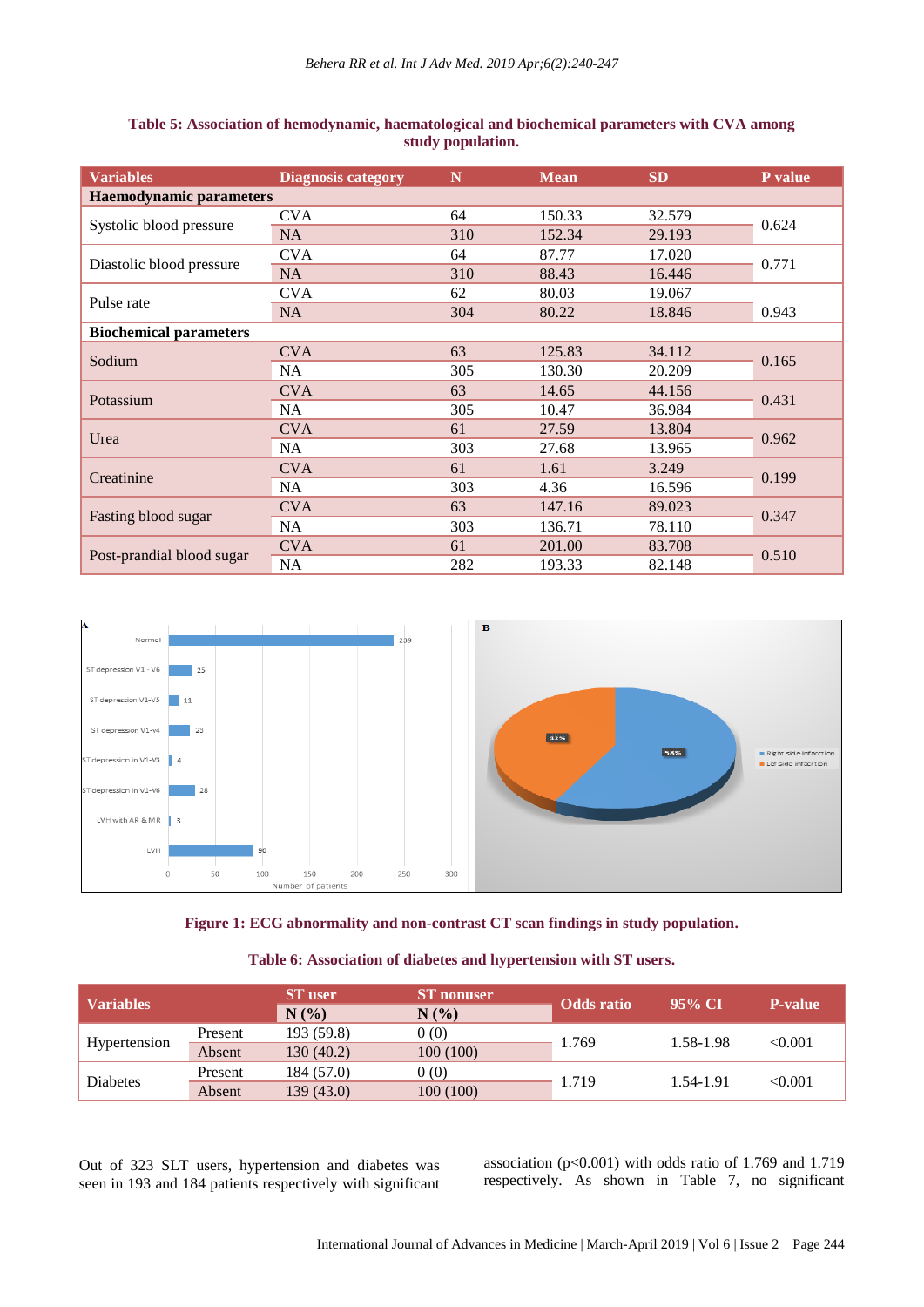**Table 5: Association of hemodynamic, haematological and biochemical parameters with CVA among study population.**

| Variables | Diagnosis category | N | Mean | SD | P value |
|---|---|---|---|---|---|
| **Haemodynamic parameters** | | | | | |
| Systolic blood pressure | CVA | 64 | 150.33 | 32.579 | 0.624 |
| | NA | 310 | 152.34 | 29.193 | |
| Diastolic blood pressure | CVA | 64 | 87.77 | 17.020 | 0.771 |
| | NA | 310 | 88.43 | 16.446 | |
| Pulse rate | CVA | 62 | 80.03 | 19.067 | 0.943 |
| | NA | 304 | 80.22 | 18.846 | |
| **Biochemical parameters** | | | | | |
| Sodium | CVA | 63 | 125.83 | 34.112 | 0.165 |
| | NA | 305 | 130.30 | 20.209 | |
| Potassium | CVA | 63 | 14.65 | 44.156 | 0.431 |
| | NA | 305 | 10.47 | 36.984 | |
| Urea | CVA | 61 | 27.59 | 13.804 | 0.962 |
| | NA | 303 | 27.68 | 13.965 | |
| Creatinine | CVA | 61 | 1.61 | 3.249 | 0.199 |
| | NA | 303 | 4.36 | 16.596 | |
| Fasting blood sugar | CVA | 63 | 147.16 | 89.023 | 0.347 |
| | NA | 303 | 136.71 | 78.110 | |
| Post-prandial blood sugar | CVA | 61 | 201.00 | 83.708 | 0.510 |
| | NA | 282 | 193.33 | 82.148 | |

**Figure 1: ECG abnormality and non-contrast CT scan findings in study population.**

**Table 6: Association of diabetes and hypertension with ST users.**

| Variables | | ST user N (%) | ST nonuser N (%) | Odds ratio | 95% CI | P-value |
|---|---|---|---|---|---|---|
| Hypertension | Present | 193 (59.8) | 0 (0) | 1.769 | 1.58-1.98 | <0.001 |
| | Absent | 130 (40.2) | 100 (100) | | | |
| Diabetes | Present | 184 (57.0) | 0 (0) | 1.719 | 1.54-1.91 | <0.001 |
| | Absent | 139 (43.0) | 100 (100) | | | |

Out of 323 SLT users, hypertension and diabetes was seen in 193 and 184 patients respectively with significant association (p<0.001) with odds ratio of 1.769 and 1.719 respectively. As shown in Table 7, no significant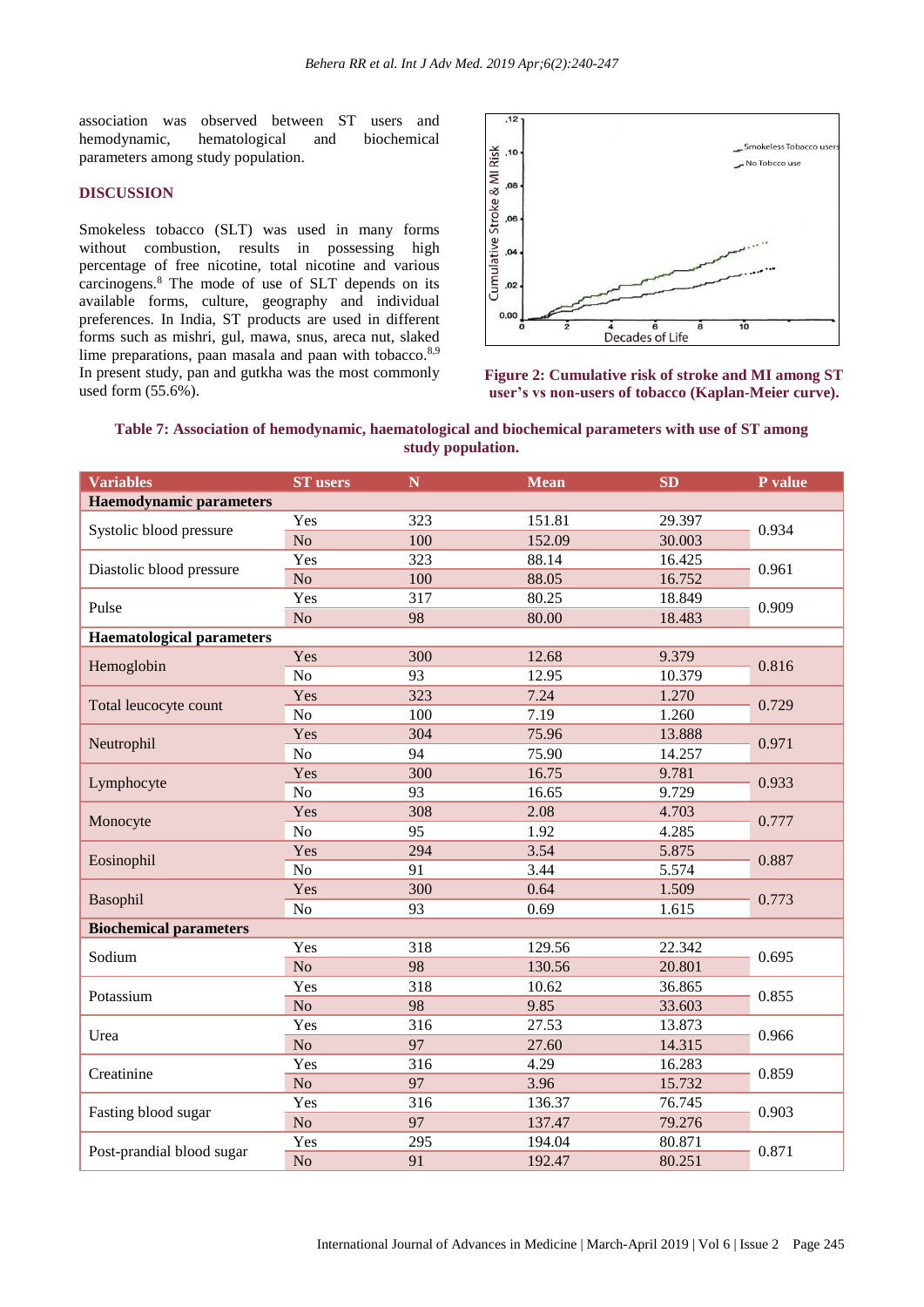association was observed between ST users and hemodynamic, hematological and biochemical parameters among study population.

## DISCUSSION

Smokeless tobacco (SLT) was used in many forms without combustion, results in possessing high percentage of free nicotine, total nicotine and various carcinogens.[8] The mode of use of SLT depends on its available forms, culture, geography and individual preferences. In India, ST products are used in different forms such as mishri, gul, mawa, snus, areca nut, slaked lime preparations, paan masala and paan with tobacco.[8,9] In present study, pan and gutkha was the most commonly used form (55.6%).

**Figure 2: Cumulative risk of stroke and MI among ST user's vs non-users of tobacco (Kaplan-Meier curve).**

**Table 7: Association of hemodynamic, haematological and biochemical parameters with use of ST among study population.**

| Variables | ST users | N | Mean | SD | P value |
|---|---|---|---|---|---|
| **Haemodynamic parameters** | | | | | |
| Systolic blood pressure | Yes | 323 | 151.81 | 29.397 | 0.934 |
| | No | 100 | 152.09 | 30.003 | |
| Diastolic blood pressure | Yes | 323 | 88.14 | 16.425 | 0.961 |
| | No | 100 | 88.05 | 16.752 | |
| Pulse | Yes | 317 | 80.25 | 18.849 | 0.909 |
| | No | 98 | 80.00 | 18.483 | |
| **Haematological parameters** | | | | | |
| Hemoglobin | Yes | 300 | 12.68 | 9.379 | 0.816 |
| | No | 93 | 12.95 | 10.379 | |
| Total leucocyte count | Yes | 323 | 7.24 | 1.270 | 0.729 |
| | No | 100 | 7.19 | 1.260 | |
| Neutrophil | Yes | 304 | 75.96 | 13.888 | 0.971 |
| | No | 94 | 75.90 | 14.257 | |
| Lymphocyte | Yes | 300 | 16.75 | 9.781 | 0.933 |
| | No | 93 | 16.65 | 9.729 | |
| Monocyte | Yes | 308 | 2.08 | 4.703 | 0.777 |
| | No | 95 | 1.92 | 4.285 | |
| Eosinophil | Yes | 294 | 3.54 | 5.875 | 0.887 |
| | No | 91 | 3.44 | 5.574 | |
| Basophil | Yes | 300 | 0.64 | 1.509 | 0.773 |
| | No | 93 | 0.69 | 1.615 | |
| **Biochemical parameters** | | | | | |
| Sodium | Yes | 318 | 129.56 | 22.342 | 0.695 |
| | No | 98 | 130.56 | 20.801 | |
| Potassium | Yes | 318 | 10.62 | 36.865 | 0.855 |
| | No | 98 | 9.85 | 33.603 | |
| Urea | Yes | 316 | 27.53 | 13.873 | 0.966 |
| | No | 97 | 27.60 | 14.315 | |
| Creatinine | Yes | 316 | 4.29 | 16.283 | 0.859 |
| | No | 97 | 3.96 | 15.732 | |
| Fasting blood sugar | Yes | 316 | 136.37 | 76.745 | 0.903 |
| | No | 97 | 137.47 | 79.276 | |
| Post-prandial blood sugar | Yes | 295 | 194.04 | 80.871 | 0.871 |
| | No | 91 | 192.47 | 80.251 | |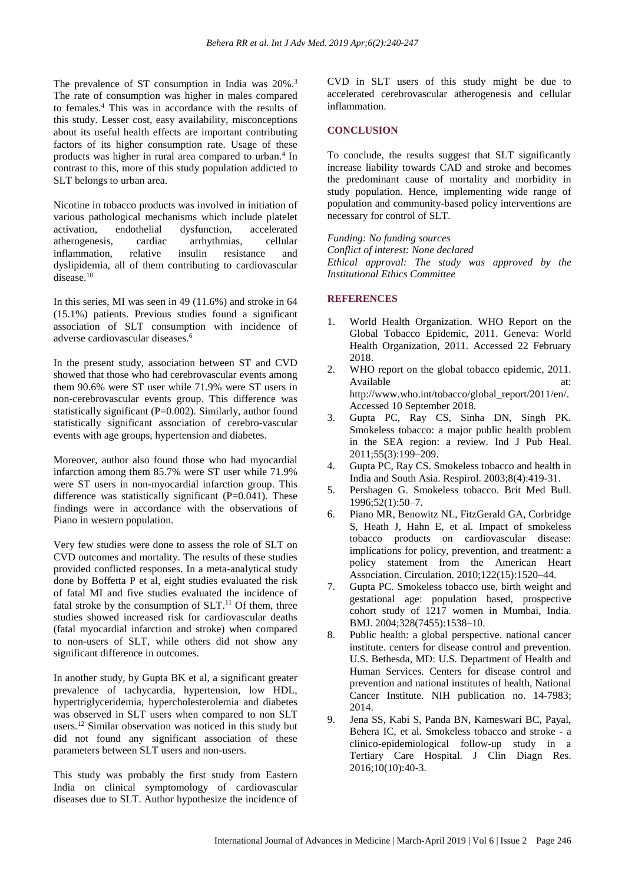The prevalence of ST consumption in India was 20%.[3] The rate of consumption was higher in males compared to females.[4] This was in accordance with the results of this study. Lesser cost, easy availability, misconceptions about its useful health effects are important contributing factors of its higher consumption rate. Usage of these products was higher in rural area compared to urban.[4] In contrast to this, more of this study population addicted to SLT belongs to urban area.

Nicotine in tobacco products was involved in initiation of various pathological mechanisms which include platelet activation, endothelial dysfunction, accelerated atherogenesis, cardiac arrhythmias, cellular inflammation, relative insulin resistance and dyslipidemia, all of them contributing to cardiovascular disease.[10]

In this series, MI was seen in 49 (11.6%) and stroke in 64 (15.1%) patients. Previous studies found a significant association of SLT consumption with incidence of adverse cardiovascular diseases.[6]

In the present study, association between ST and CVD showed that those who had cerebrovascular events among them 90.6% were ST user while 71.9% were ST users in non-cerebrovascular events group. This difference was statistically significant (P=0.002). Similarly, author found statistically significant association of cerebro-vascular events with age groups, hypertension and diabetes.

Moreover, author also found those who had myocardial infarction among them 85.7% were ST user while 71.9% were ST users in non-myocardial infarction group. This difference was statistically significant (P=0.041). These findings were in accordance with the observations of Piano in western population.

Very few studies were done to assess the role of SLT on CVD outcomes and mortality. The results of these studies provided conflicted responses. In a meta-analytical study done by Boffetta P et al, eight studies evaluated the risk of fatal MI and five studies evaluated the incidence of fatal stroke by the consumption of SLT.[11] Of them, three studies showed increased risk for cardiovascular deaths (fatal myocardial infarction and stroke) when compared to non-users of SLT, while others did not show any significant difference in outcomes.

In another study, by Gupta BK et al, a significant greater prevalence of tachycardia, hypertension, low HDL, hypertriglyceridemia, hypercholesterolemia and diabetes was observed in SLT users when compared to non SLT users.[12] Similar observation was noticed in this study but did not found any significant association of these parameters between SLT users and non-users.

This study was probably the first study from Eastern India on clinical symptomology of cardiovascular diseases due to SLT. Author hypothesize the incidence of CVD in SLT users of this study might be due to accelerated cerebrovascular atherogenesis and cellular inflammation.

## CONCLUSION

To conclude, the results suggest that SLT significantly increase liability towards CAD and stroke and becomes the predominant cause of mortality and morbidity in study population. Hence, implementing wide range of population and community-based policy interventions are necessary for control of SLT.

*Funding: No funding sources*
*Conflict of interest: None declared*
*Ethical approval: The study was approved by the Institutional Ethics Committee*

## REFERENCES

1. World Health Organization. WHO Report on the Global Tobacco Epidemic, 2011. Geneva: World Health Organization, 2011. Accessed 22 February 2018.
2. WHO report on the global tobacco epidemic, 2011. Available at: http://www.who.int/tobacco/global_report/2011/en/. Accessed 10 September 2018.
3. Gupta PC, Ray CS, Sinha DN, Singh PK. Smokeless tobacco: a major public health problem in the SEA region: a review. Ind J Pub Heal. 2011;55(3):199–209.
4. Gupta PC, Ray CS. Smokeless tobacco and health in India and South Asia. Respirol. 2003;8(4):419-31.
5. Pershagen G. Smokeless tobacco. Brit Med Bull. 1996;52(1):50–7.
6. Piano MR, Benowitz NL, FitzGerald GA, Corbridge S, Heath J, Hahn E, et al. Impact of smokeless tobacco products on cardiovascular disease: implications for policy, prevention, and treatment: a policy statement from the American Heart Association. Circulation. 2010;122(15):1520–44.
7. Gupta PC. Smokeless tobacco use, birth weight and gestational age: population based, prospective cohort study of 1217 women in Mumbai, India. BMJ. 2004;328(7455):1538–10.
8. Public health: a global perspective. national cancer institute. centers for disease control and prevention. U.S. Bethesda, MD: U.S. Department of Health and Human Services. Centers for disease control and prevention and national institutes of health, National Cancer Institute. NIH publication no. 14-7983; 2014.
9. Jena SS, Kabi S, Panda BN, Kameswari BC, Payal, Behera IC, et al. Smokeless tobacco and stroke - a clinico-epidemiological follow-up study in a Tertiary Care Hospital. J Clin Diagn Res. 2016;10(10):40-3.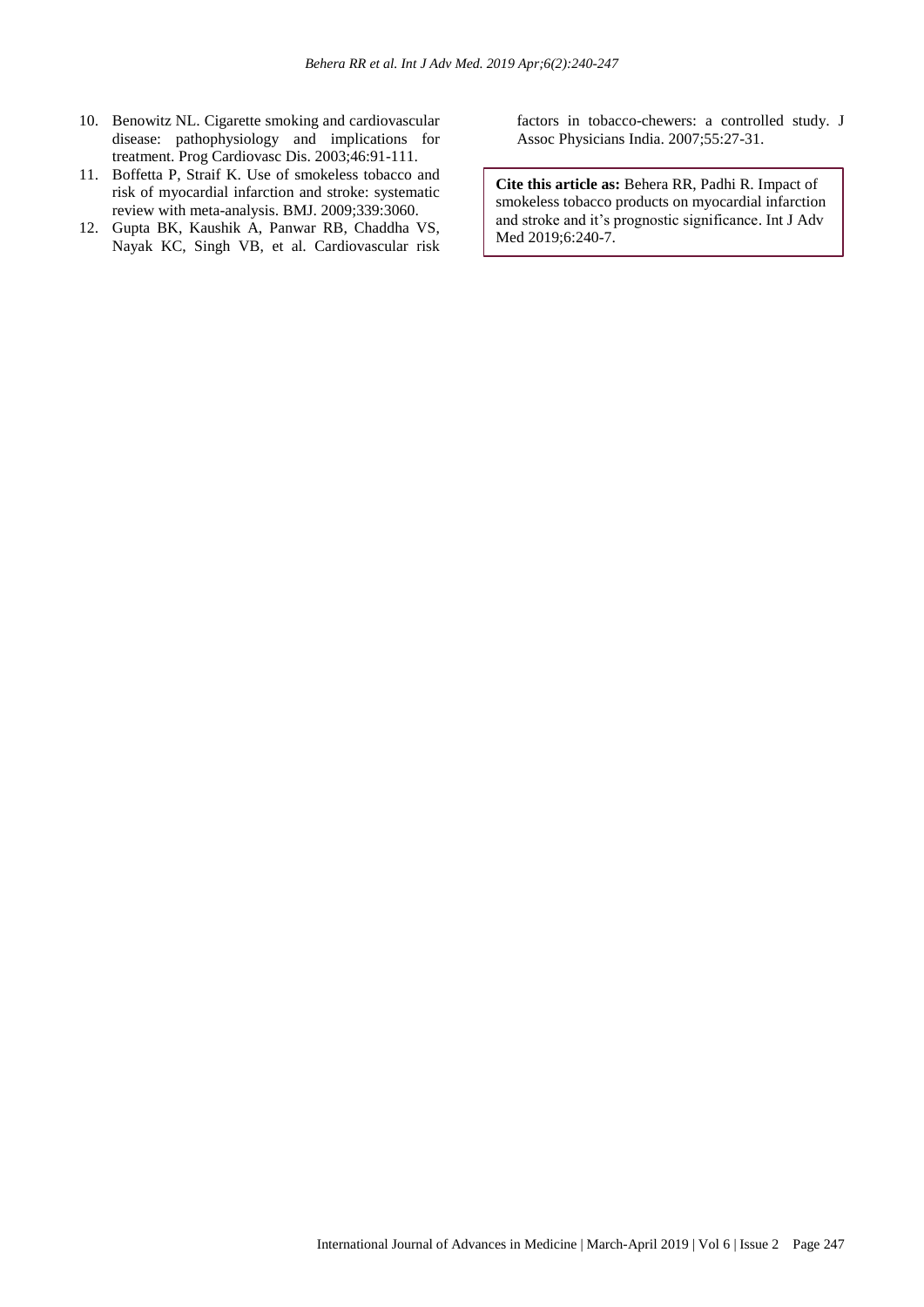10. Benowitz NL. Cigarette smoking and cardiovascular disease: pathophysiology and implications for treatment. Prog Cardiovasc Dis. 2003;46:91-111.
11. Boffetta P, Straif K. Use of smokeless tobacco and risk of myocardial infarction and stroke: systematic review with meta-analysis. BMJ. 2009;339:3060.
12. Gupta BK, Kaushik A, Panwar RB, Chaddha VS, Nayak KC, Singh VB, et al. Cardiovascular risk factors in tobacco-chewers: a controlled study. J Assoc Physicians India. 2007;55:27-31.

**Cite this article as:** Behera RR, Padhi R. Impact of smokeless tobacco products on myocardial infarction and stroke and it's prognostic significance. Int J Adv Med 2019;6:240-7.